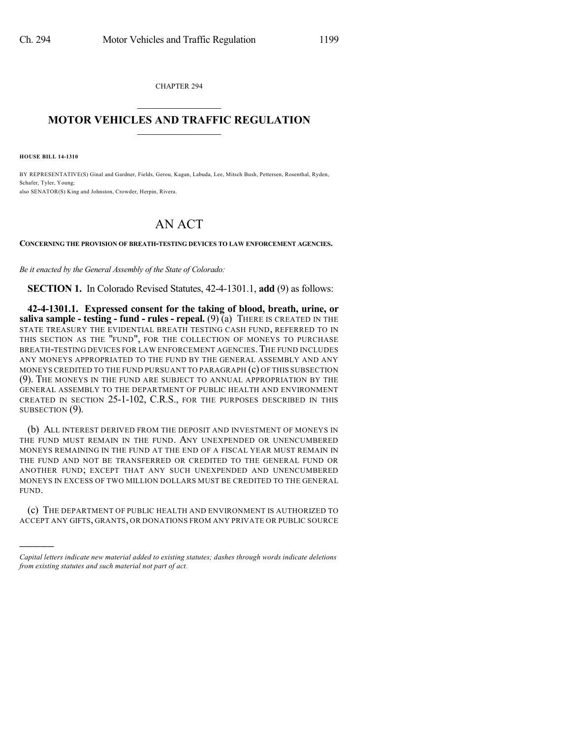CHAPTER 294

# MOTOR VEHICLES AND TRAFFIC REGULATION

**HOUSE BILL 14-1310**

BY REPRESENTATIVE(S) Ginal and Gardner, Fields, Gerou, Kagan, Labuda, Lee, Mitsch Bush, Pettersen, Rosenthal, Ryden, Schafer, Tyler, Young;
also SENATOR(S) King and Johnston, Crowder, Herpin, Rivera.

# AN ACT

**CONCERNING THE PROVISION OF BREATH-TESTING DEVICES TO LAW ENFORCEMENT AGENCIES.**

*Be it enacted by the General Assembly of the State of Colorado:*

**SECTION 1.** In Colorado Revised Statutes, 42-4-1301.1, **add** (9) as follows:

**42-4-1301.1. Expressed consent for the taking of blood, breath, urine, or saliva sample - testing - fund - rules - repeal.** (9) (a) THERE IS CREATED IN THE STATE TREASURY THE EVIDENTIAL BREATH TESTING CASH FUND, REFERRED TO IN THIS SECTION AS THE "FUND", FOR THE COLLECTION OF MONEYS TO PURCHASE BREATH-TESTING DEVICES FOR LAW ENFORCEMENT AGENCIES. THE FUND INCLUDES ANY MONEYS APPROPRIATED TO THE FUND BY THE GENERAL ASSEMBLY AND ANY MONEYS CREDITED TO THE FUND PURSUANT TO PARAGRAPH (c) OF THIS SUBSECTION (9). THE MONEYS IN THE FUND ARE SUBJECT TO ANNUAL APPROPRIATION BY THE GENERAL ASSEMBLY TO THE DEPARTMENT OF PUBLIC HEALTH AND ENVIRONMENT CREATED IN SECTION 25-1-102, C.R.S., FOR THE PURPOSES DESCRIBED IN THIS SUBSECTION (9).

(b) ALL INTEREST DERIVED FROM THE DEPOSIT AND INVESTMENT OF MONEYS IN THE FUND MUST REMAIN IN THE FUND. ANY UNEXPENDED OR UNENCUMBERED MONEYS REMAINING IN THE FUND AT THE END OF A FISCAL YEAR MUST REMAIN IN THE FUND AND NOT BE TRANSFERRED OR CREDITED TO THE GENERAL FUND OR ANOTHER FUND; EXCEPT THAT ANY SUCH UNEXPENDED AND UNENCUMBERED MONEYS IN EXCESS OF TWO MILLION DOLLARS MUST BE CREDITED TO THE GENERAL FUND.

(c) THE DEPARTMENT OF PUBLIC HEALTH AND ENVIRONMENT IS AUTHORIZED TO ACCEPT ANY GIFTS, GRANTS, OR DONATIONS FROM ANY PRIVATE OR PUBLIC SOURCE

*Capital letters indicate new material added to existing statutes; dashes through words indicate deletions from existing statutes and such material not part of act.*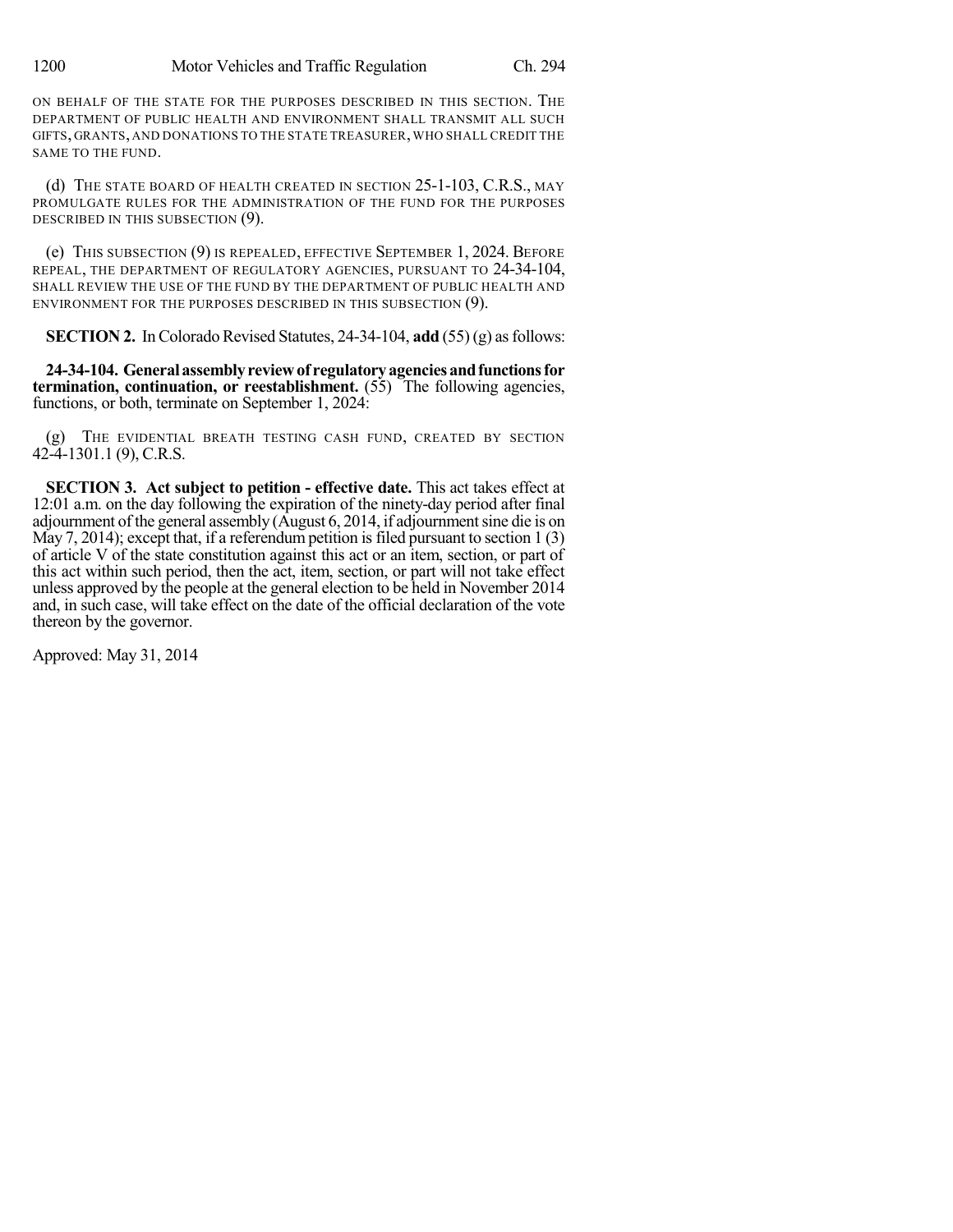ON BEHALF OF THE STATE FOR THE PURPOSES DESCRIBED IN THIS SECTION. THE DEPARTMENT OF PUBLIC HEALTH AND ENVIRONMENT SHALL TRANSMIT ALL SUCH GIFTS, GRANTS, AND DONATIONS TO THE STATE TREASURER, WHO SHALL CREDIT THE SAME TO THE FUND.

(d) THE STATE BOARD OF HEALTH CREATED IN SECTION 25-1-103, C.R.S., MAY PROMULGATE RULES FOR THE ADMINISTRATION OF THE FUND FOR THE PURPOSES DESCRIBED IN THIS SUBSECTION (9).

(e) THIS SUBSECTION (9) IS REPEALED, EFFECTIVE SEPTEMBER 1, 2024. BEFORE REPEAL, THE DEPARTMENT OF REGULATORY AGENCIES, PURSUANT TO 24-34-104, SHALL REVIEW THE USE OF THE FUND BY THE DEPARTMENT OF PUBLIC HEALTH AND ENVIRONMENT FOR THE PURPOSES DESCRIBED IN THIS SUBSECTION (9).

**SECTION 2.** In Colorado Revised Statutes, 24-34-104, **add** (55) (g) as follows:

**24-34-104. General assembly review of regulatory agencies and functions for termination, continuation, or reestablishment.** (55) The following agencies, functions, or both, terminate on September 1, 2024:

(g) THE EVIDENTIAL BREATH TESTING CASH FUND, CREATED BY SECTION 42-4-1301.1 (9), C.R.S.

**SECTION 3. Act subject to petition - effective date.** This act takes effect at 12:01 a.m. on the day following the expiration of the ninety-day period after final adjournment of the general assembly (August 6, 2014, if adjournment sine die is on May 7, 2014); except that, if a referendum petition is filed pursuant to section 1 (3) of article V of the state constitution against this act or an item, section, or part of this act within such period, then the act, item, section, or part will not take effect unless approved by the people at the general election to be held in November 2014 and, in such case, will take effect on the date of the official declaration of the vote thereon by the governor.

Approved: May 31, 2014